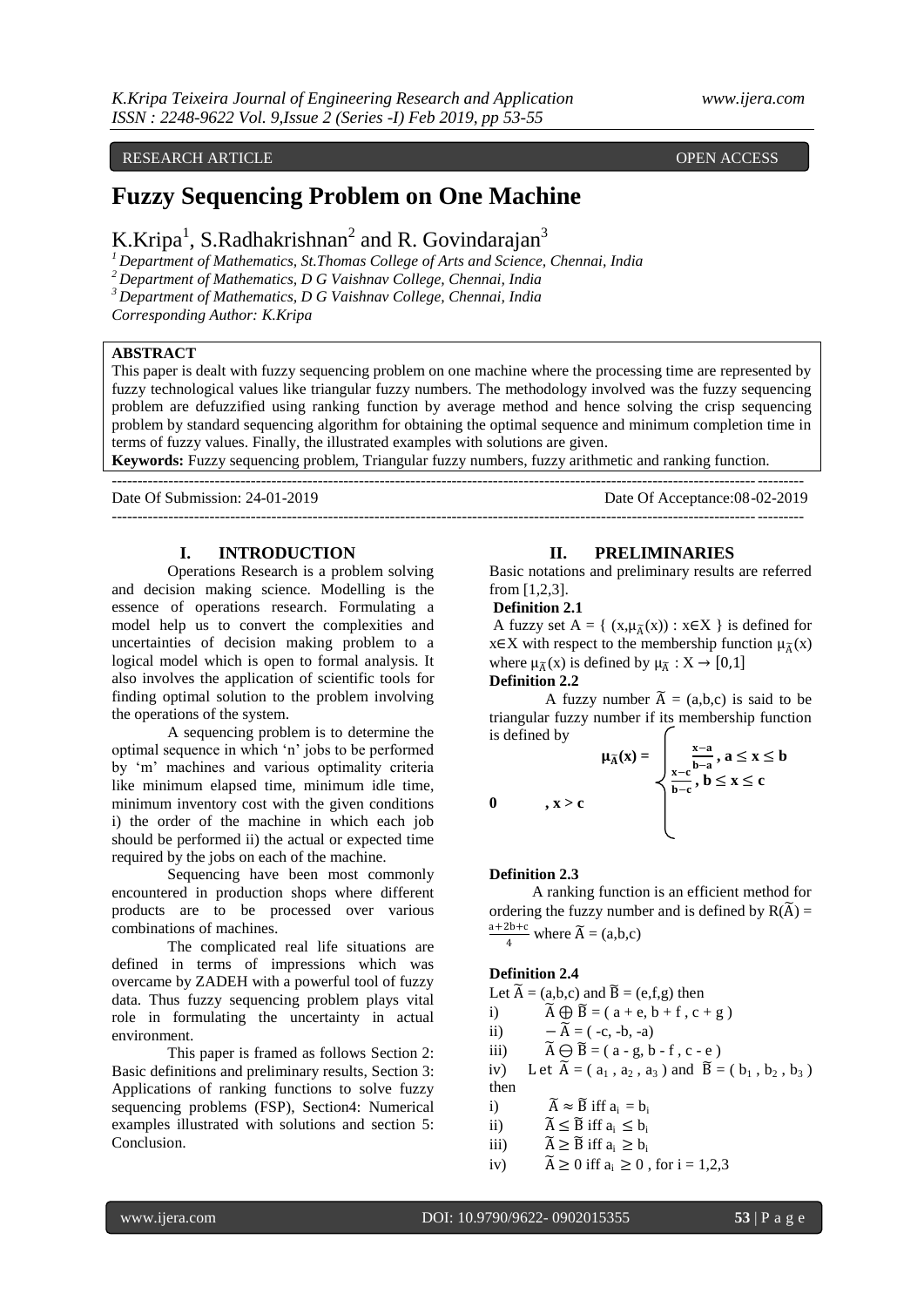RESEARCH ARTICLE OPEN ACCESS

# Fuzzy Sequencing Problem on One Machine

K.Kripa[1], S.Radhakrishnan[2] and R. Govindarajan[3]

[1] Department of Mathematics, St.Thomas College of Arts and Science, Chennai, India
[2] Department of Mathematics, D G Vaishnav College, Chennai, India
[3] Department of Mathematics, D G Vaishnav College, Chennai, India
*Corresponding Author: K.Kripa*

**ABSTRACT**

This paper is dealt with fuzzy sequencing problem on one machine where the processing time are represented by fuzzy technological values like triangular fuzzy numbers. The methodology involved was the fuzzy sequencing problem are defuzzified using ranking function by average method and hence solving the crisp sequencing problem by standard sequencing algorithm for obtaining the optimal sequence and minimum completion time in terms of fuzzy values. Finally, the illustrated examples with solutions are given.

**Keywords:** Fuzzy sequencing problem, Triangular fuzzy numbers, fuzzy arithmetic and ranking function.

---

Date Of Submission: 24-01-2019 Date Of Acceptance:08-02-2019

---

## I. INTRODUCTION

Operations Research is a problem solving and decision making science. Modelling is the essence of operations research. Formulating a model help us to convert the complexities and uncertainties of decision making problem to a logical model which is open to formal analysis. It also involves the application of scientific tools for finding optimal solution to the problem involving the operations of the system.

A sequencing problem is to determine the optimal sequence in which 'n' jobs to be performed by 'm' machines and various optimality criteria like minimum elapsed time, minimum idle time, minimum inventory cost with the given conditions i) the order of the machine in which each job should be performed ii) the actual or expected time required by the jobs on each of the machine.

Sequencing have been most commonly encountered in production shops where different products are to be processed over various combinations of machines.

The complicated real life situations are defined in terms of impressions which was overcame by ZADEH with a powerful tool of fuzzy data. Thus fuzzy sequencing problem plays vital role in formulating the uncertainty in actual environment.

This paper is framed as follows Section 2: Basic definitions and preliminary results, Section 3: Applications of ranking functions to solve fuzzy sequencing problems (FSP), Section4: Numerical examples illustrated with solutions and section 5: Conclusion.

## II. PRELIMINARIES

Basic notations and preliminary results are referred from [1,2,3].

**Definition 2.1**

A fuzzy set A = { $(x,\mu_{\tilde{A}}(x))$ : $x \in X$ } is defined for $x \in X$ with respect to the membership function $\mu_{\tilde{A}}(x)$ where $\mu_{\tilde{A}}(x)$ is defined by $\mu_{\tilde{A}} : X \rightarrow [0,1]$

**Definition 2.2**

A fuzzy number $\tilde{A}$ = (a,b,c) is said to be triangular fuzzy number if its membership function is defined by

$$\mu_{\tilde{A}}(x) = \begin{cases} \frac{x-a}{b-a}, & a \le x \le b \\ \frac{x-c}{b-c}, & b \le x \le c \\ 0 & , x > c \end{cases}$$

**Definition 2.3**

A ranking function is an efficient method for ordering the fuzzy number and is defined by $R(\tilde{A}) = \frac{a+2b+c}{4}$ where $\tilde{A}$ = (a,b,c)

**Definition 2.4**

Let $\tilde{A}$ = (a,b,c) and $\tilde{B}$ = (e,f,g) then

i) $\tilde{A} \oplus \tilde{B}$ = ( a + e, b + f , c + g )

ii) $-\tilde{A}$ = ( -c, -b, -a)

iii) $\tilde{A} \ominus \tilde{B}$ = ( a - g, b - f , c - e )

iv) Let $\tilde{A}$ = ( $a_1$ , $a_2$ , $a_3$ ) and $\tilde{B}$ = ( $b_1$ , $b_2$ , $b_3$ ) then

i) $\tilde{A} \approx \tilde{B}$ iff $a_i = b_i$

ii) $\tilde{A} \le \tilde{B}$ iff $a_i \le b_i$

iii) $\tilde{A} \ge \tilde{B}$ iff $a_i \ge b_i$

iv) $\tilde{A} \ge 0$ iff $a_i \ge 0$ , for i = 1,2,3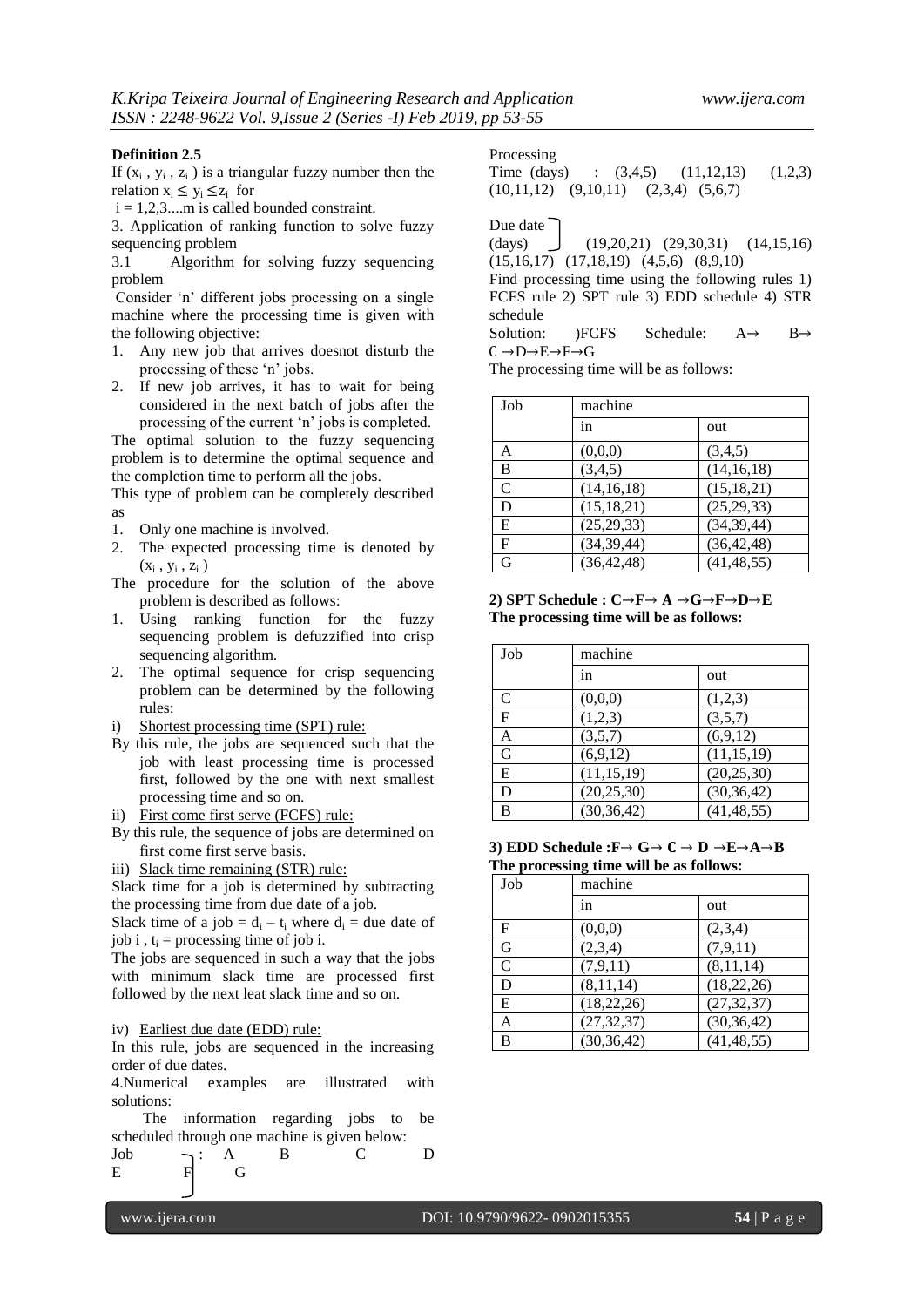**Definition 2.5**

If $(x_i, y_i, z_i)$ is a triangular fuzzy number then the relation $x_i \leq y_i \leq z_i$ for $i = 1,2,3....m$ is called bounded constraint.

3. Application of ranking function to solve fuzzy sequencing problem

3.1 Algorithm for solving fuzzy sequencing problem

Consider 'n' different jobs processing on a single machine where the processing time is given with the following objective:

1. Any new job that arrives doesnot disturb the processing of these 'n' jobs.
2. If new job arrives, it has to wait for being considered in the next batch of jobs after the processing of the current 'n' jobs is completed.

The optimal solution to the fuzzy sequencing problem is to determine the optimal sequence and the completion time to perform all the jobs.

This type of problem can be completely described as

1. Only one machine is involved.
2. The expected processing time is denoted by $(x_i, y_i, z_i)$

The procedure for the solution of the above problem is described as follows:

1. Using ranking function for the fuzzy sequencing problem is defuzzified into crisp sequencing algorithm.
2. The optimal sequence for crisp sequencing problem can be determined by the following rules:

i) Shortest processing time (SPT) rule:

By this rule, the jobs are sequenced such that the job with least processing time is processed first, followed by the one with next smallest processing time and so on.

ii) First come first serve (FCFS) rule:

By this rule, the sequence of jobs are determined on first come first serve basis.

iii) Slack time remaining (STR) rule:

Slack time for a job is determined by subtracting the processing time from due date of a job.

Slack time of a job = $d_i - t_i$ where $d_i$ = due date of job i, $t_i$ = processing time of job i.

The jobs are sequenced in such a way that the jobs with minimum slack time are processed first followed by the next leat slack time and so on.

iv) Earliest due date (EDD) rule:

In this rule, jobs are sequenced in the increasing order of due dates.

4.Numerical examples are illustrated with solutions:

The information regarding jobs to be scheduled through one machine is given below:

Job : A B C D E F G

Processing Time (days) : (3,4,5) (11,12,13) (1,2,3) (10,11,12) (9,10,11) (2,3,4) (5,6,7)

Due date (days) : (19,20,21) (29,30,31) (14,15,16) (15,16,17) (17,18,19) (4,5,6) (8,9,10)

Find processing time using the following rules 1) FCFS rule 2) SPT rule 3) EDD schedule 4) STR schedule

Solution: )FCFS Schedule: A→ B→ C →D→E→F→G

The processing time will be as follows:

| Job | machine | |
|---|---|---|
| | in | out |
| A | (0,0,0) | (3,4,5) |
| B | (3,4,5) | (14,16,18) |
| C | (14,16,18) | (15,18,21) |
| D | (15,18,21) | (25,29,33) |
| E | (25,29,33) | (34,39,44) |
| F | (34,39,44) | (36,42,48) |
| G | (36,42,48) | (41,48,55) |

**2) SPT Schedule : C→F→ A →G→F→D→E**

**The processing time will be as follows:**

| Job | machine | |
|---|---|---|
| | in | out |
| C | (0,0,0) | (1,2,3) |
| F | (1,2,3) | (3,5,7) |
| A | (3,5,7) | (6,9,12) |
| G | (6,9,12) | (11,15,19) |
| E | (11,15,19) | (20,25,30) |
| D | (20,25,30) | (30,36,42) |
| B | (30,36,42) | (41,48,55) |

**3) EDD Schedule :F→ G→ C → D →E→A→B**

**The processing time will be as follows:**

| Job | machine | |
|---|---|---|
| | in | out |
| F | (0,0,0) | (2,3,4) |
| G | (2,3,4) | (7,9,11) |
| C | (7,9,11) | (8,11,14) |
| D | (8,11,14) | (18,22,26) |
| E | (18,22,26) | (27,32,37) |
| A | (27,32,37) | (30,36,42) |
| B | (30,36,42) | (41,48,55) |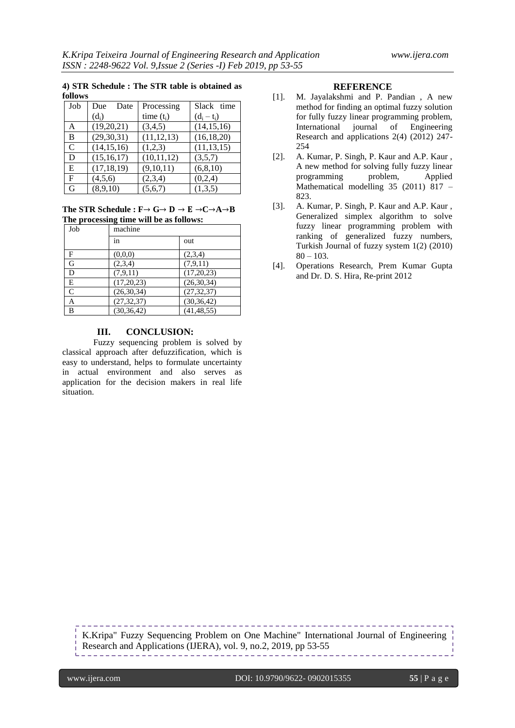**4) STR Schedule : The STR table is obtained as follows**

| Job | Due Date ($d_i$) | Processing time ($t_i$) | Slack time ($d_i - t_i$) |
|---|---|---|---|
| A | (19,20,21) | (3,4,5) | (14,15,16) |
| B | (29,30,31) | (11,12,13) | (16,18,20) |
| C | (14,15,16) | (1,2,3) | (11,13,15) |
| D | (15,16,17) | (10,11,12) | (3,5,7) |
| E | (17,18,19) | (9,10,11) | (6,8,10) |
| F | (4,5,6) | (2,3,4) | (0,2,4) |
| G | (8,9,10) | (5,6,7) | (1,3,5) |

**The STR Schedule : F→ G→ D → E →C→A→B**

**The processing time will be as follows:**

| Job | machine | |
|---|---|---|
| | in | out |
| F | (0,0,0) | (2,3,4) |
| G | (2,3,4) | (7,9,11) |
| D | (7,9,11) | (17,20,23) |
| E | (17,20,23) | (26,30,34) |
| C | (26,30,34) | (27,32,37) |
| A | (27,32,37) | (30,36,42) |
| B | (30,36,42) | (41,48,55) |

## III. CONCLUSION:

Fuzzy sequencing problem is solved by classical approach after defuzzification, which is easy to understand, helps to formulate uncertainty in actual environment and also serves as application for the decision makers in real life situation.

## REFERENCE

[1]. M. Jayalakshmi and P. Pandian , A new method for finding an optimal fuzzy solution for fully fuzzy linear programming problem, International journal of Engineering Research and applications 2(4) (2012) 247-254

[2]. A. Kumar, P. Singh, P. Kaur and A.P. Kaur , A new method for solving fully fuzzy linear programming problem, Applied Mathematical modelling 35 (2011) 817 – 823.

[3]. A. Kumar, P. Singh, P. Kaur and A.P. Kaur , Generalized simplex algorithm to solve fuzzy linear programming problem with ranking of generalized fuzzy numbers, Turkish Journal of fuzzy system 1(2) (2010) 80 – 103.

[4]. Operations Research, Prem Kumar Gupta and Dr. D. S. Hira, Re-print 2012

K.Kripa" Fuzzy Sequencing Problem on One Machine" International Journal of Engineering Research and Applications (IJERA), vol. 9, no.2, 2019, pp 53-55